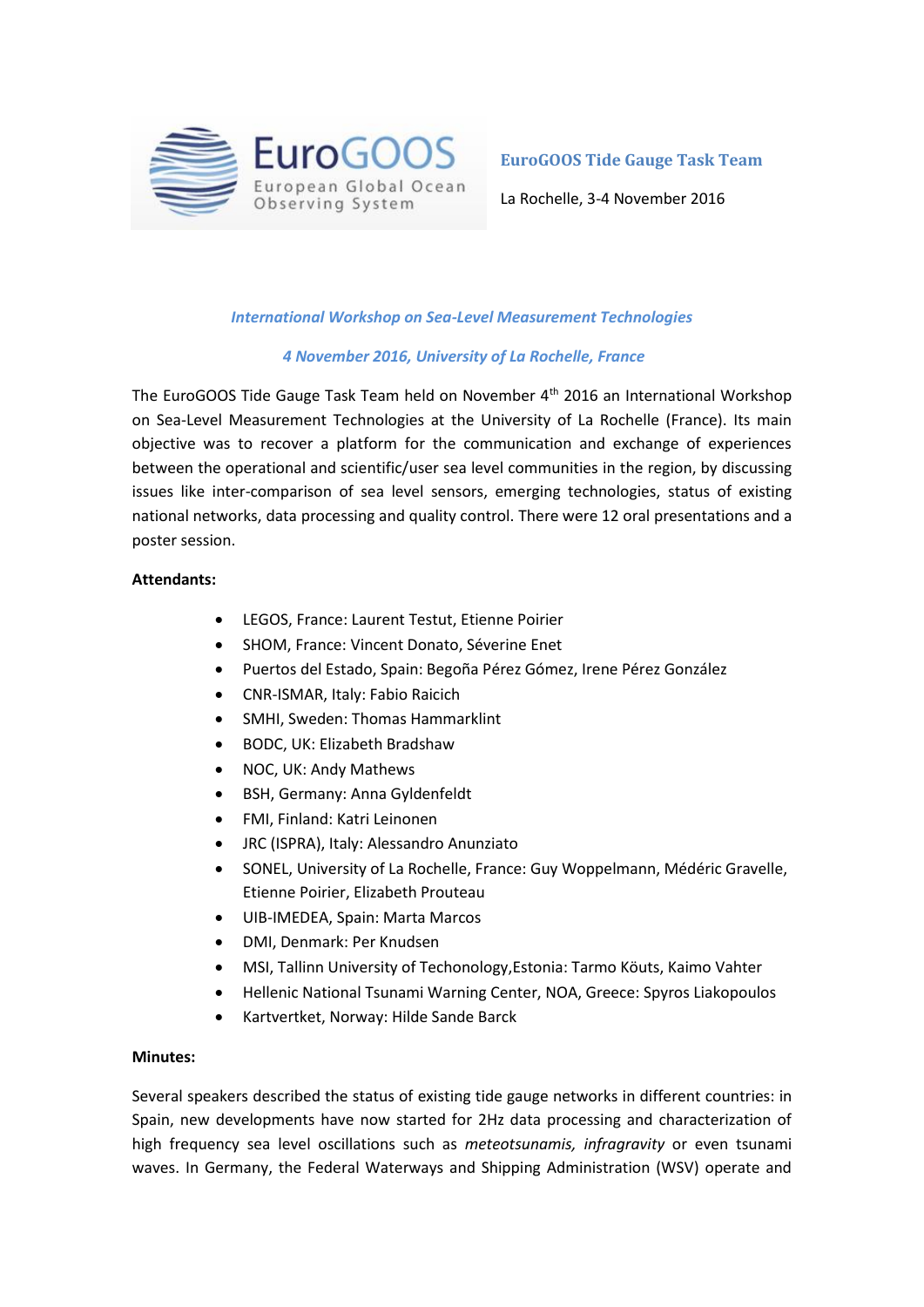**EuroGOOS Tide Gauge Task Team**

La Rochelle, 3-4 November 2016

## *International Workshop on Sea-Level Measurement Technologies*

### *4 November 2016, University of La Rochelle, France*

The EuroGOOS Tide Gauge Task Team held on November 4th 2016 an International Workshop on Sea-Level Measurement Technologies at the University of La Rochelle (France). Its main objective was to recover a platform for the communication and exchange of experiences between the operational and scientific/user sea level communities in the region, by discussing issues like inter-comparison of sea level sensors, emerging technologies, status of existing national networks, data processing and quality control. There were 12 oral presentations and a poster session.

**Attendants:**

- LEGOS, France: Laurent Testut, Etienne Poirier
- SHOM, France: Vincent Donato, Séverine Enet
- Puertos del Estado, Spain: Begoña Pérez Gómez, Irene Pérez González
- CNR-ISMAR, Italy: Fabio Raicich
- SMHI, Sweden: Thomas Hammarklint
- BODC, UK: Elizabeth Bradshaw
- NOC, UK: Andy Mathews
- BSH, Germany: Anna Gyldenfeldt
- FMI, Finland: Katri Leinonen
- JRC (ISPRA), Italy: Alessandro Anunziato
- SONEL, University of La Rochelle, France: Guy Woppelmann, Médéric Gravelle, Etienne Poirier, Elizabeth Prouteau
- UIB-IMEDEA, Spain: Marta Marcos
- DMI, Denmark: Per Knudsen
- MSI, Tallinn University of Techonology,Estonia: Tarmo Köuts, Kaimo Vahter
- Hellenic National Tsunami Warning Center, NOA, Greece: Spyros Liakopoulos
- Kartvertket, Norway: Hilde Sande Barck

**Minutes:**

Several speakers described the status of existing tide gauge networks in different countries: in Spain, new developments have now started for 2Hz data processing and characterization of high frequency sea level oscillations such as *meteotsunamis, infragravity* or even tsunami waves. In Germany, the Federal Waterways and Shipping Administration (WSV) operate and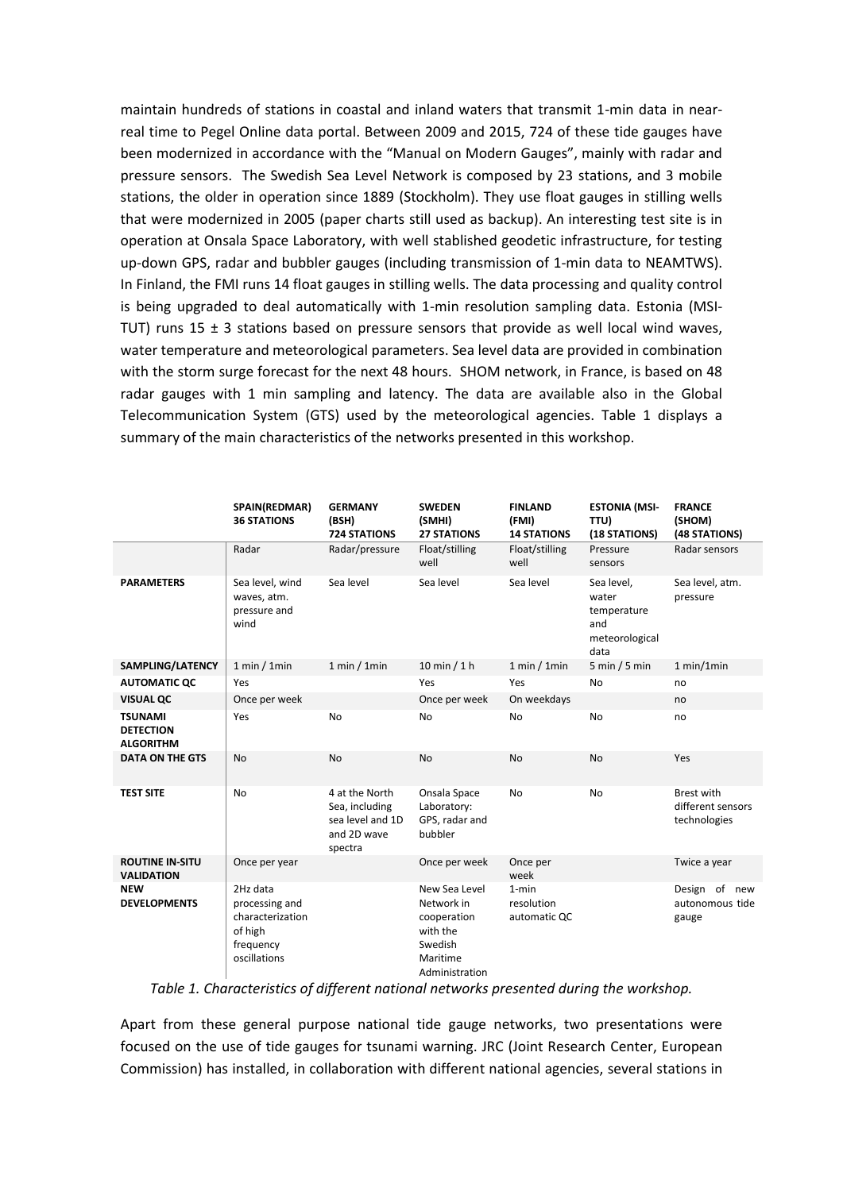maintain hundreds of stations in coastal and inland waters that transmit 1-min data in near-real time to Pegel Online data portal. Between 2009 and 2015, 724 of these tide gauges have been modernized in accordance with the "Manual on Modern Gauges", mainly with radar and pressure sensors. The Swedish Sea Level Network is composed by 23 stations, and 3 mobile stations, the older in operation since 1889 (Stockholm). They use float gauges in stilling wells that were modernized in 2005 (paper charts still used as backup). An interesting test site is in operation at Onsala Space Laboratory, with well stablished geodetic infrastructure, for testing up-down GPS, radar and bubbler gauges (including transmission of 1-min data to NEAMTWS). In Finland, the FMI runs 14 float gauges in stilling wells. The data processing and quality control is being upgraded to deal automatically with 1-min resolution sampling data. Estonia (MSI-TUT) runs 15 ± 3 stations based on pressure sensors that provide as well local wind waves, water temperature and meteorological parameters. Sea level data are provided in combination with the storm surge forecast for the next 48 hours. SHOM network, in France, is based on 48 radar gauges with 1 min sampling and latency. The data are available also in the Global Telecommunication System (GTS) used by the meteorological agencies. Table 1 displays a summary of the main characteristics of the networks presented in this workshop.

| | SPAIN(REDMAR) 36 STATIONS | GERMANY (BSH) 724 STATIONS | SWEDEN (SMHI) 27 STATIONS | FINLAND (FMI) 14 STATIONS | ESTONIA (MSI-TTU) (18 STATIONS) | FRANCE (SHOM) (48 STATIONS) |
|---|---|---|---|---|---|---|
| | Radar | Radar/pressure | Float/stilling well | Float/stilling well | Pressure sensors | Radar sensors |
| **PARAMETERS** | Sea level, wind waves, atm. pressure and wind | Sea level | Sea level | Sea level | Sea level, water temperature and meteorological data | Sea level, atm. pressure |
| **SAMPLING/LATENCY** | 1 min / 1min | 1 min / 1min | 10 min / 1 h | 1 min / 1min | 5 min / 5 min | 1 min/1min |
| **AUTOMATIC QC** | Yes | | Yes | Yes | No | no |
| **VISUAL QC** | Once per week | | Once per week | On weekdays | | no |
| **TSUNAMI DETECTION ALGORITHM** | Yes | No | No | No | No | no |
| **DATA ON THE GTS** | No | No | No | No | No | Yes |
| **TEST SITE** | No | 4 at the North Sea, including sea level and 1D and 2D wave spectra | Onsala Space Laboratory: GPS, radar and bubbler | No | No | Brest with different sensors technologies |
| **ROUTINE IN-SITU VALIDATION** | Once per year | | Once per week | Once per week | | Twice a year |
| **NEW DEVELOPMENTS** | 2Hz data processing and characterization of high frequency oscillations | | New Sea Level Network in cooperation with the Swedish Maritime Administration | 1-min resolution automatic QC | | Design of new autonomous tide gauge |

*Table 1. Characteristics of different national networks presented during the workshop.*

Apart from these general purpose national tide gauge networks, two presentations were focused on the use of tide gauges for tsunami warning. JRC (Joint Research Center, European Commission) has installed, in collaboration with different national agencies, several stations in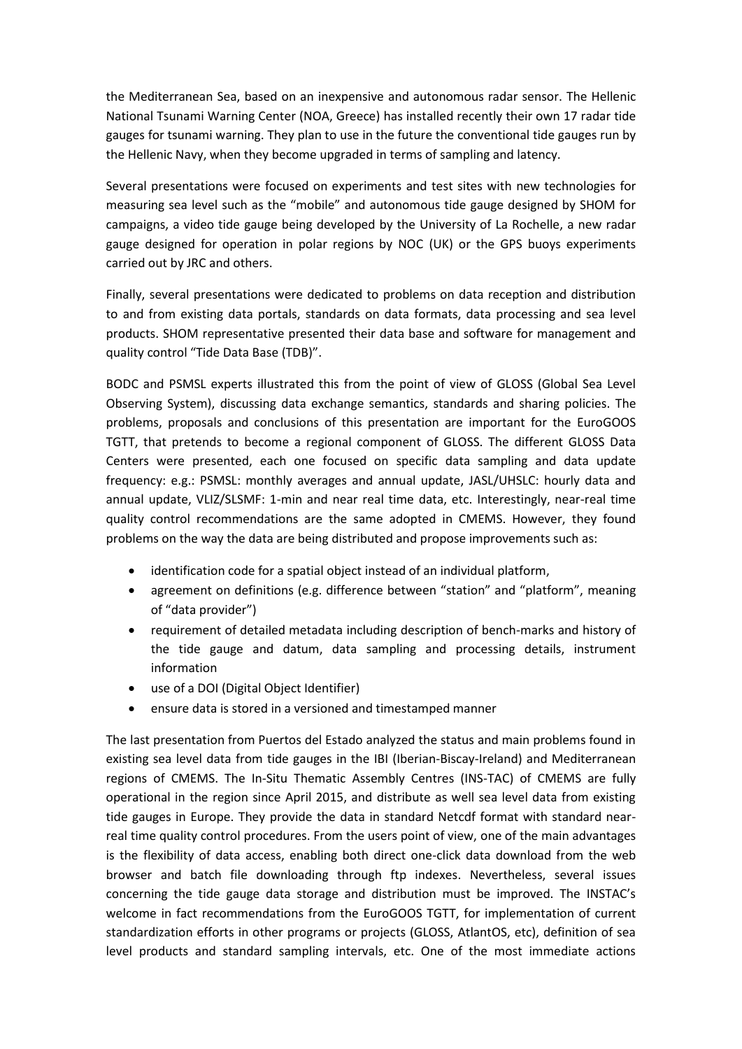the Mediterranean Sea, based on an inexpensive and autonomous radar sensor. The Hellenic National Tsunami Warning Center (NOA, Greece) has installed recently their own 17 radar tide gauges for tsunami warning. They plan to use in the future the conventional tide gauges run by the Hellenic Navy, when they become upgraded in terms of sampling and latency.

Several presentations were focused on experiments and test sites with new technologies for measuring sea level such as the "mobile" and autonomous tide gauge designed by SHOM for campaigns, a video tide gauge being developed by the University of La Rochelle, a new radar gauge designed for operation in polar regions by NOC (UK) or the GPS buoys experiments carried out by JRC and others.

Finally, several presentations were dedicated to problems on data reception and distribution to and from existing data portals, standards on data formats, data processing and sea level products. SHOM representative presented their data base and software for management and quality control "Tide Data Base (TDB)".

BODC and PSMSL experts illustrated this from the point of view of GLOSS (Global Sea Level Observing System), discussing data exchange semantics, standards and sharing policies. The problems, proposals and conclusions of this presentation are important for the EuroGOOS TGTT, that pretends to become a regional component of GLOSS. The different GLOSS Data Centers were presented, each one focused on specific data sampling and data update frequency: e.g.: PSMSL: monthly averages and annual update, JASL/UHSLC: hourly data and annual update, VLIZ/SLSMF: 1-min and near real time data, etc. Interestingly, near-real time quality control recommendations are the same adopted in CMEMS. However, they found problems on the way the data are being distributed and propose improvements such as:

- identification code for a spatial object instead of an individual platform,
- agreement on definitions (e.g. difference between "station" and "platform", meaning of "data provider")
- requirement of detailed metadata including description of bench-marks and history of the tide gauge and datum, data sampling and processing details, instrument information
- use of a DOI (Digital Object Identifier)
- ensure data is stored in a versioned and timestamped manner

The last presentation from Puertos del Estado analyzed the status and main problems found in existing sea level data from tide gauges in the IBI (Iberian-Biscay-Ireland) and Mediterranean regions of CMEMS. The In-Situ Thematic Assembly Centres (INS-TAC) of CMEMS are fully operational in the region since April 2015, and distribute as well sea level data from existing tide gauges in Europe. They provide the data in standard Netcdf format with standard near-real time quality control procedures. From the users point of view, one of the main advantages is the flexibility of data access, enabling both direct one-click data download from the web browser and batch file downloading through ftp indexes. Nevertheless, several issues concerning the tide gauge data storage and distribution must be improved. The INSTAC's welcome in fact recommendations from the EuroGOOS TGTT, for implementation of current standardization efforts in other programs or projects (GLOSS, AtlantOS, etc), definition of sea level products and standard sampling intervals, etc. One of the most immediate actions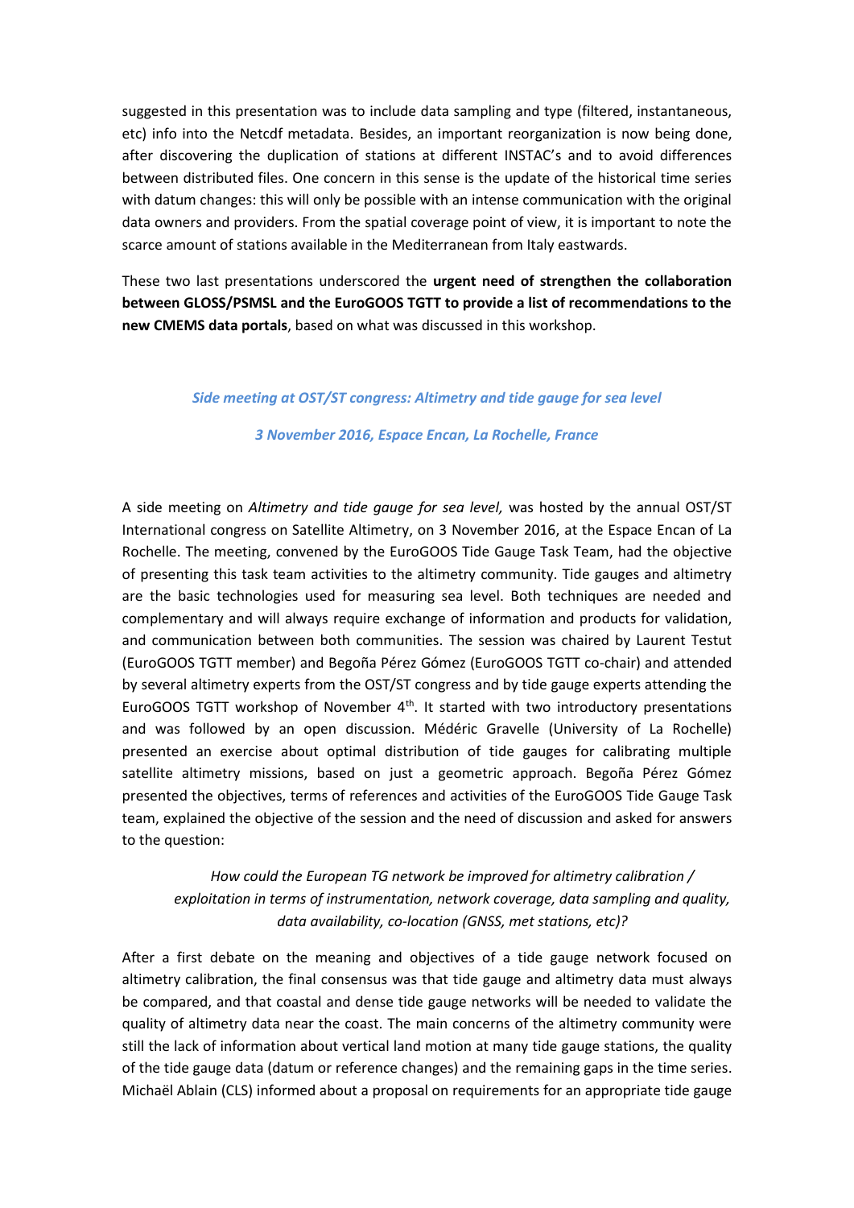suggested in this presentation was to include data sampling and type (filtered, instantaneous, etc) info into the Netcdf metadata. Besides, an important reorganization is now being done, after discovering the duplication of stations at different INSTAC's and to avoid differences between distributed files. One concern in this sense is the update of the historical time series with datum changes: this will only be possible with an intense communication with the original data owners and providers. From the spatial coverage point of view, it is important to note the scarce amount of stations available in the Mediterranean from Italy eastwards.

These two last presentations underscored the **urgent need of strengthen the collaboration between GLOSS/PSMSL and the EuroGOOS TGTT to provide a list of recommendations to the new CMEMS data portals**, based on what was discussed in this workshop.

### *Side meeting at OST/ST congress: Altimetry and tide gauge for sea level*

### *3 November 2016, Espace Encan, La Rochelle, France*

A side meeting on *Altimetry and tide gauge for sea level,* was hosted by the annual OST/ST International congress on Satellite Altimetry, on 3 November 2016, at the Espace Encan of La Rochelle. The meeting, convened by the EuroGOOS Tide Gauge Task Team, had the objective of presenting this task team activities to the altimetry community. Tide gauges and altimetry are the basic technologies used for measuring sea level. Both techniques are needed and complementary and will always require exchange of information and products for validation, and communication between both communities. The session was chaired by Laurent Testut (EuroGOOS TGTT member) and Begoña Pérez Gómez (EuroGOOS TGTT co-chair) and attended by several altimetry experts from the OST/ST congress and by tide gauge experts attending the EuroGOOS TGTT workshop of November 4th. It started with two introductory presentations and was followed by an open discussion. Médéric Gravelle (University of La Rochelle) presented an exercise about optimal distribution of tide gauges for calibrating multiple satellite altimetry missions, based on just a geometric approach. Begoña Pérez Gómez presented the objectives, terms of references and activities of the EuroGOOS Tide Gauge Task team, explained the objective of the session and the need of discussion and asked for answers to the question:

> *How could the European TG network be improved for altimetry calibration / exploitation in terms of instrumentation, network coverage, data sampling and quality, data availability, co-location (GNSS, met stations, etc)?*

After a first debate on the meaning and objectives of a tide gauge network focused on altimetry calibration, the final consensus was that tide gauge and altimetry data must always be compared, and that coastal and dense tide gauge networks will be needed to validate the quality of altimetry data near the coast. The main concerns of the altimetry community were still the lack of information about vertical land motion at many tide gauge stations, the quality of the tide gauge data (datum or reference changes) and the remaining gaps in the time series. Michaël Ablain (CLS) informed about a proposal on requirements for an appropriate tide gauge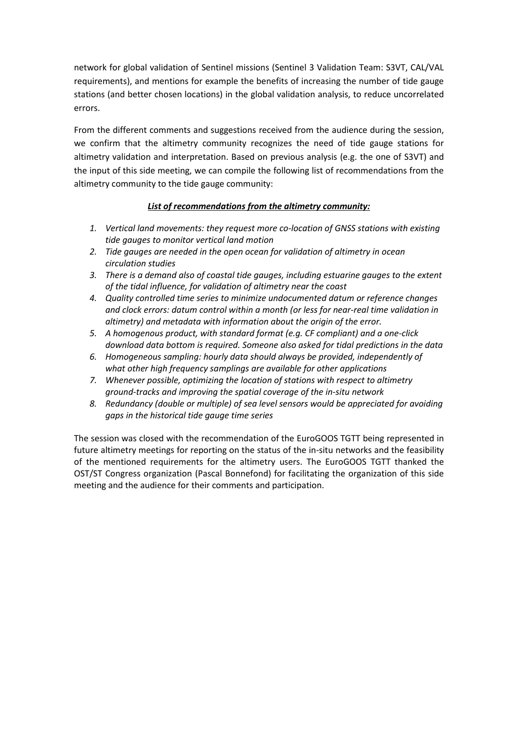network for global validation of Sentinel missions (Sentinel 3 Validation Team: S3VT, CAL/VAL requirements), and mentions for example the benefits of increasing the number of tide gauge stations (and better chosen locations) in the global validation analysis, to reduce uncorrelated errors.

From the different comments and suggestions received from the audience during the session, we confirm that the altimetry community recognizes the need of tide gauge stations for altimetry validation and interpretation. Based on previous analysis (e.g. the one of S3VT) and the input of this side meeting, we can compile the following list of recommendations from the altimetry community to the tide gauge community:

***List of recommendations from the altimetry community:***

1. *Vertical land movements: they request more co-location of GNSS stations with existing tide gauges to monitor vertical land motion*
2. *Tide gauges are needed in the open ocean for validation of altimetry in ocean circulation studies*
3. *There is a demand also of coastal tide gauges, including estuarine gauges to the extent of the tidal influence, for validation of altimetry near the coast*
4. *Quality controlled time series to minimize undocumented datum or reference changes and clock errors: datum control within a month (or less for near-real time validation in altimetry) and metadata with information about the origin of the error.*
5. *A homogenous product, with standard format (e.g. CF compliant) and a one-click download data bottom is required. Someone also asked for tidal predictions in the data*
6. *Homogeneous sampling: hourly data should always be provided, independently of what other high frequency samplings are available for other applications*
7. *Whenever possible, optimizing the location of stations with respect to altimetry ground-tracks and improving the spatial coverage of the in-situ network*
8. *Redundancy (double or multiple) of sea level sensors would be appreciated for avoiding gaps in the historical tide gauge time series*

The session was closed with the recommendation of the EuroGOOS TGTT being represented in future altimetry meetings for reporting on the status of the in-situ networks and the feasibility of the mentioned requirements for the altimetry users. The EuroGOOS TGTT thanked the OST/ST Congress organization (Pascal Bonnefond) for facilitating the organization of this side meeting and the audience for their comments and participation.